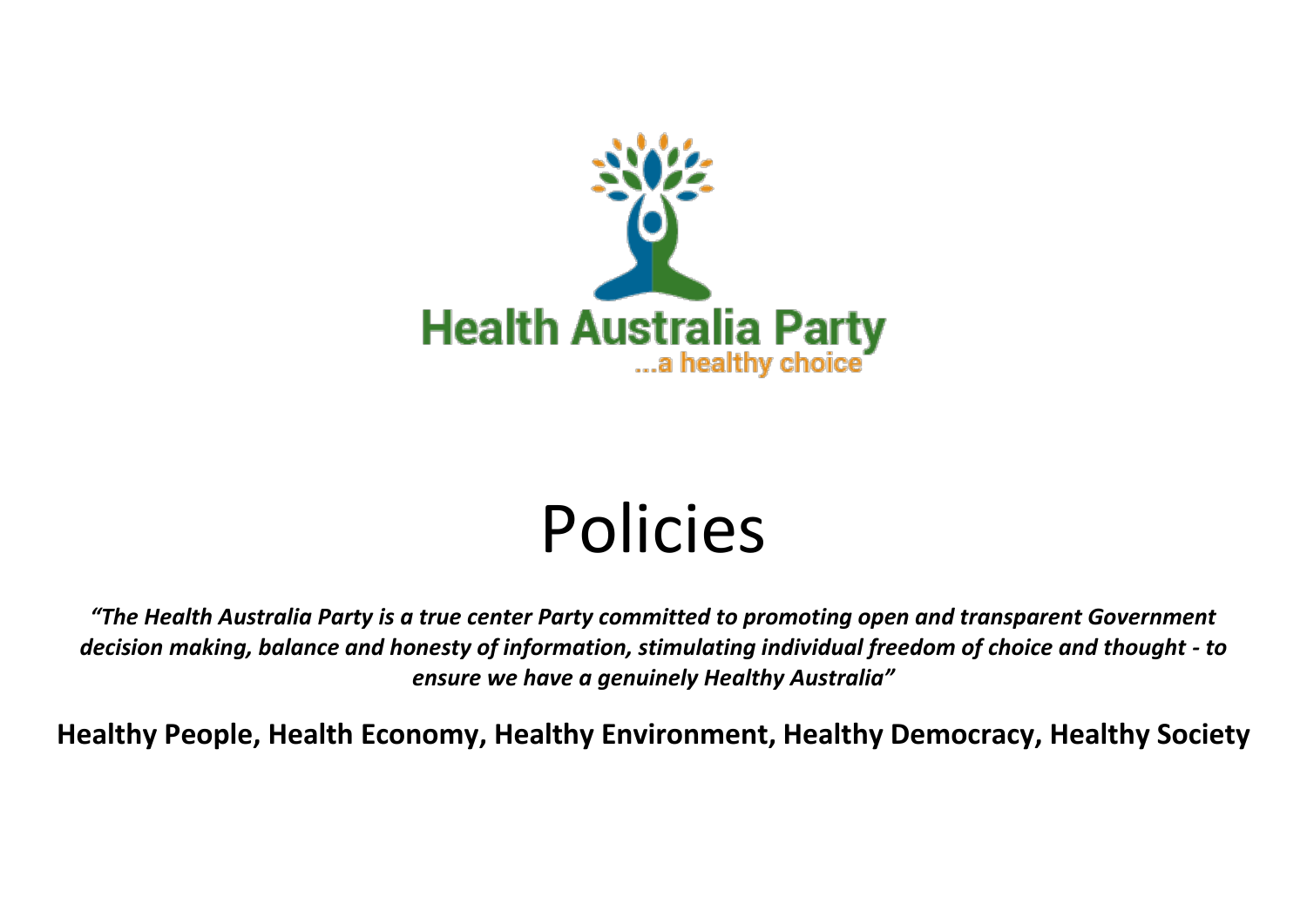Health Australia Party

...a healthy choice

# Policies

***"The Health Australia Party is a true center Party committed to promoting open and transparent Government decision making, balance and honesty of information, stimulating individual freedom of choice and thought - to ensure we have a genuinely Healthy Australia"***

**Healthy People, Health Economy, Healthy Environment, Healthy Democracy, Healthy Society**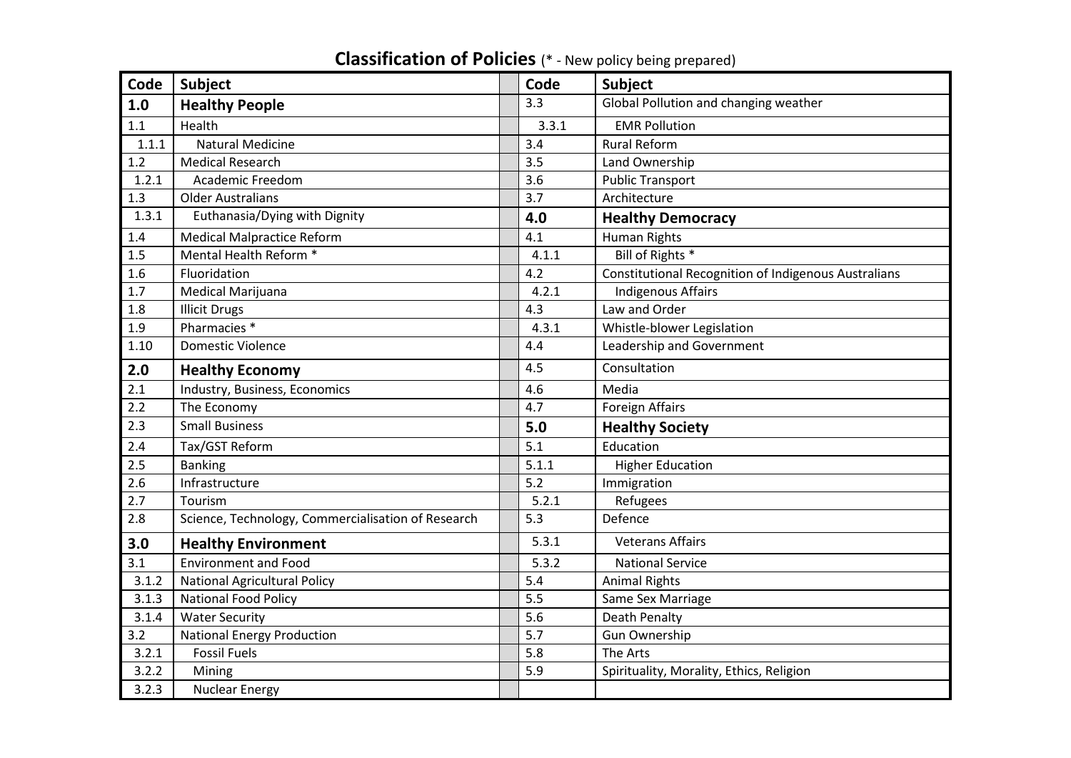## **Classification of Policies** (* - New policy being prepared)

| Code | Subject | Code | Subject |
|---|---|---|---|
| **1.0** | **Healthy People** | 3.3 | Global Pollution and changing weather |
| 1.1 | Health | 3.3.1 | EMR Pollution |
| 1.1.1 | Natural Medicine | 3.4 | Rural Reform |
| 1.2 | Medical Research | 3.5 | Land Ownership |
| 1.2.1 | Academic Freedom | 3.6 | Public Transport |
| 1.3 | Older Australians | 3.7 | Architecture |
| 1.3.1 | Euthanasia/Dying with Dignity | **4.0** | **Healthy Democracy** |
| 1.4 | Medical Malpractice Reform | 4.1 | Human Rights |
| 1.5 | Mental Health Reform * | 4.1.1 | Bill of Rights * |
| 1.6 | Fluoridation | 4.2 | Constitutional Recognition of Indigenous Australians |
| 1.7 | Medical Marijuana | 4.2.1 | Indigenous Affairs |
| 1.8 | Illicit Drugs | 4.3 | Law and Order |
| 1.9 | Pharmacies * | 4.3.1 | Whistle-blower Legislation |
| 1.10 | Domestic Violence | 4.4 | Leadership and Government |
| **2.0** | **Healthy Economy** | 4.5 | Consultation |
| 2.1 | Industry, Business, Economics | 4.6 | Media |
| 2.2 | The Economy | 4.7 | Foreign Affairs |
| 2.3 | Small Business | **5.0** | **Healthy Society** |
| 2.4 | Tax/GST Reform | 5.1 | Education |
| 2.5 | Banking | 5.1.1 | Higher Education |
| 2.6 | Infrastructure | 5.2 | Immigration |
| 2.7 | Tourism | 5.2.1 | Refugees |
| 2.8 | Science, Technology, Commercialisation of Research | 5.3 | Defence |
| **3.0** | **Healthy Environment** | 5.3.1 | Veterans Affairs |
| 3.1 | Environment and Food | 5.3.2 | National Service |
| 3.1.2 | National Agricultural Policy | 5.4 | Animal Rights |
| 3.1.3 | National Food Policy | 5.5 | Same Sex Marriage |
| 3.1.4 | Water Security | 5.6 | Death Penalty |
| 3.2 | National Energy Production | 5.7 | Gun Ownership |
| 3.2.1 | Fossil Fuels | 5.8 | The Arts |
| 3.2.2 | Mining | 5.9 | Spirituality, Morality, Ethics, Religion |
| 3.2.3 | Nuclear Energy | | |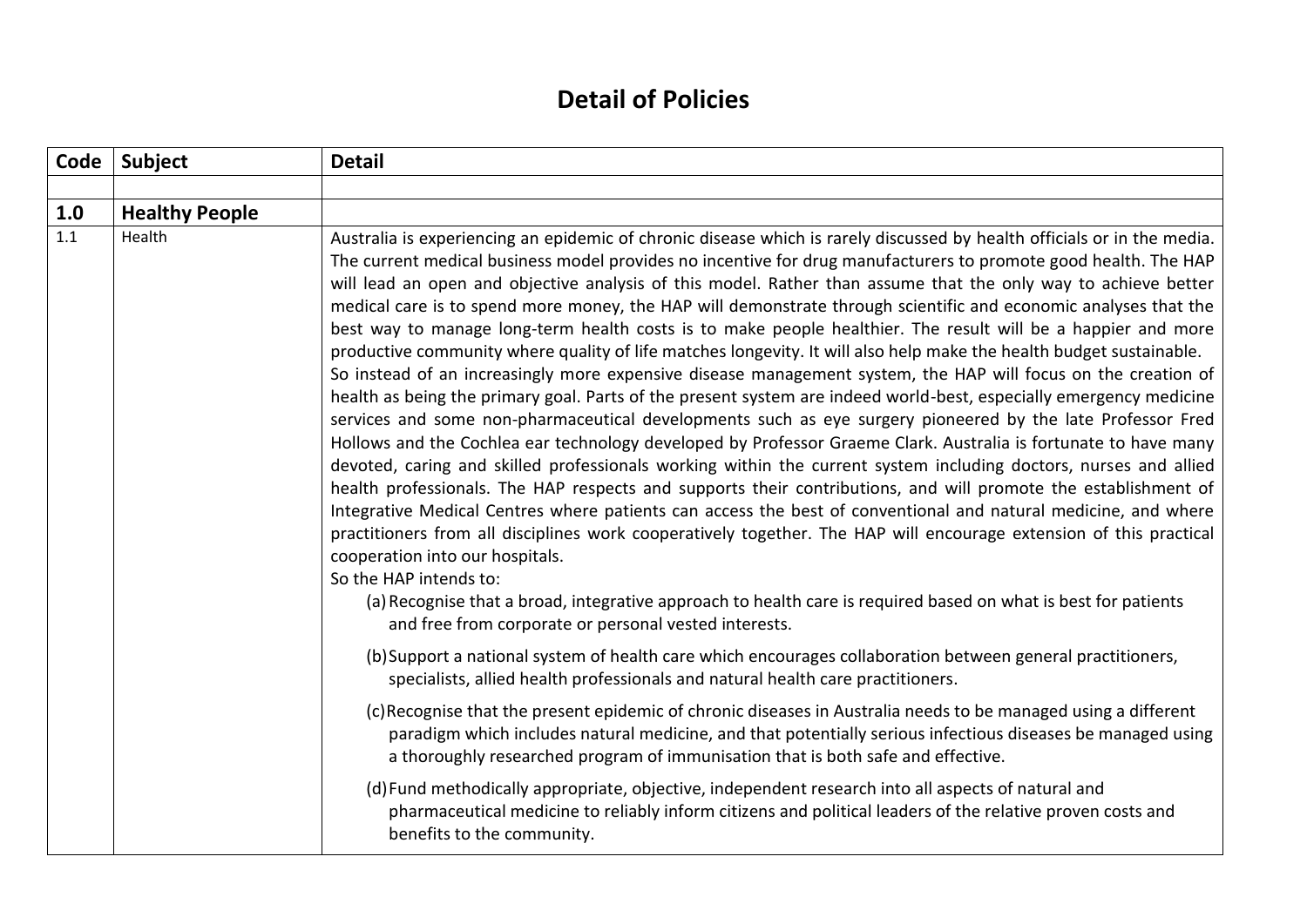# Detail of Policies

| Code | Subject | Detail |
|---|---|---|
| | | |
| **1.0** | **Healthy People** | |
| 1.1 | Health | Australia is experiencing an epidemic of chronic disease which is rarely discussed by health officials or in the media. The current medical business model provides no incentive for drug manufacturers to promote good health. The HAP will lead an open and objective analysis of this model. Rather than assume that the only way to achieve better medical care is to spend more money, the HAP will demonstrate through scientific and economic analyses that the best way to manage long-term health costs is to make people healthier. The result will be a happier and more productive community where quality of life matches longevity. It will also help make the health budget sustainable.<br>So instead of an increasingly more expensive disease management system, the HAP will focus on the creation of health as being the primary goal. Parts of the present system are indeed world-best, especially emergency medicine services and some non-pharmaceutical developments such as eye surgery pioneered by the late Professor Fred Hollows and the Cochlea ear technology developed by Professor Graeme Clark. Australia is fortunate to have many devoted, caring and skilled professionals working within the current system including doctors, nurses and allied health professionals. The HAP respects and supports their contributions, and will promote the establishment of Integrative Medical Centres where patients can access the best of conventional and natural medicine, and where practitioners from all disciplines work cooperatively together. The HAP will encourage extension of this practical cooperation into our hospitals.<br>So the HAP intends to:<br>(a) Recognise that a broad, integrative approach to health care is required based on what is best for patients and free from corporate or personal vested interests.<br>(b) Support a national system of health care which encourages collaboration between general practitioners, specialists, allied health professionals and natural health care practitioners.<br>(c) Recognise that the present epidemic of chronic diseases in Australia needs to be managed using a different paradigm which includes natural medicine, and that potentially serious infectious diseases be managed using a thoroughly researched program of immunisation that is both safe and effective.<br>(d) Fund methodically appropriate, objective, independent research into all aspects of natural and pharmaceutical medicine to reliably inform citizens and political leaders of the relative proven costs and benefits to the community. |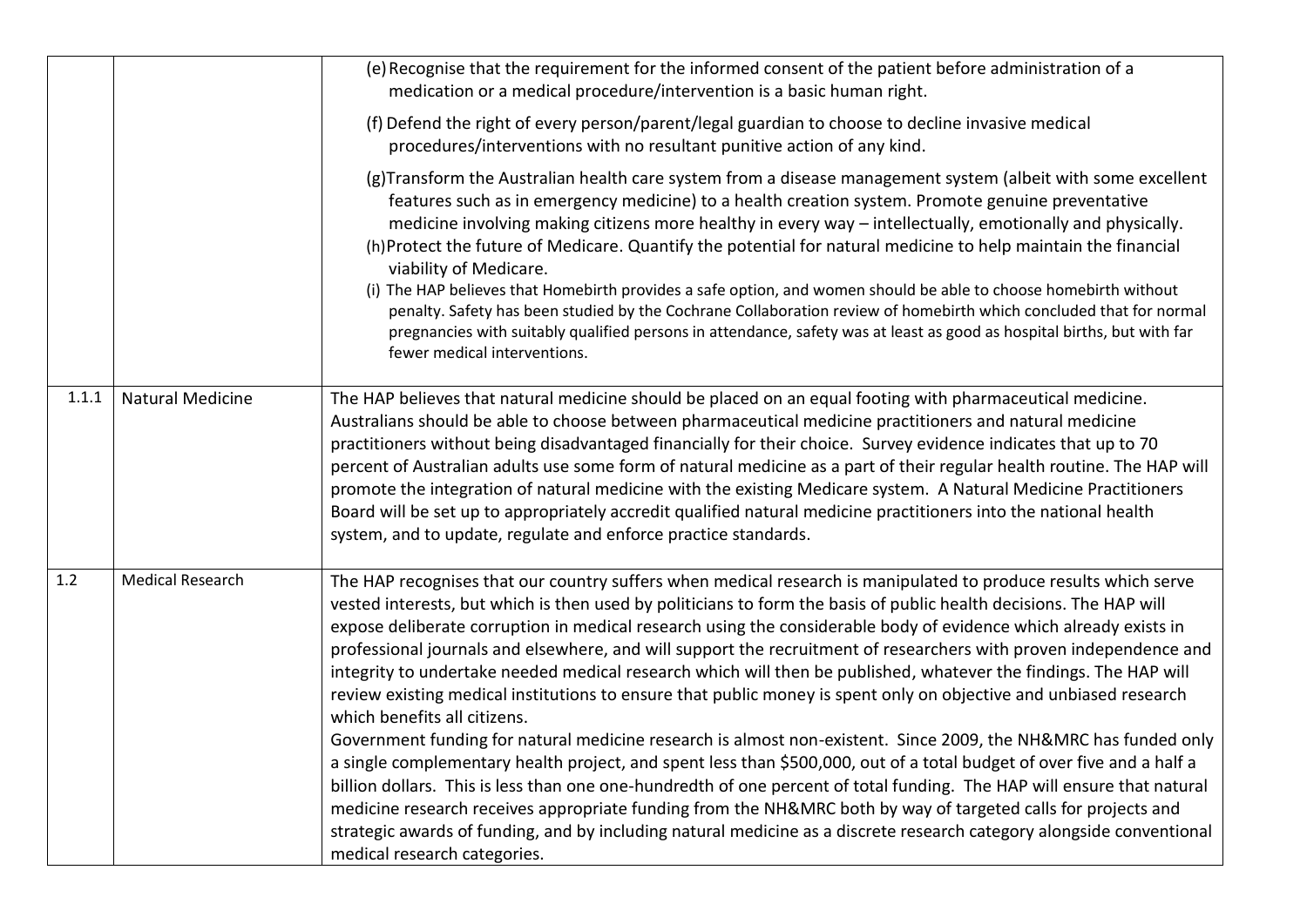| | | |
|---|---|---|
| | | (e) Recognise that the requirement for the informed consent of the patient before administration of a medication or a medical procedure/intervention is a basic human right.<br><br>(f) Defend the right of every person/parent/legal guardian to choose to decline invasive medical procedures/interventions with no resultant punitive action of any kind.<br><br>(g) Transform the Australian health care system from a disease management system (albeit with some excellent features such as in emergency medicine) to a health creation system. Promote genuine preventative medicine involving making citizens more healthy in every way – intellectually, emotionally and physically.<br>(h) Protect the future of Medicare. Quantify the potential for natural medicine to help maintain the financial viability of Medicare.<br>(i) The HAP believes that Homebirth provides a safe option, and women should be able to choose homebirth without penalty. Safety has been studied by the Cochrane Collaboration review of homebirth which concluded that for normal pregnancies with suitably qualified persons in attendance, safety was at least as good as hospital births, but with far fewer medical interventions. |
| 1.1.1 | Natural Medicine | The HAP believes that natural medicine should be placed on an equal footing with pharmaceutical medicine. Australians should be able to choose between pharmaceutical medicine practitioners and natural medicine practitioners without being disadvantaged financially for their choice. Survey evidence indicates that up to 70 percent of Australian adults use some form of natural medicine as a part of their regular health routine. The HAP will promote the integration of natural medicine with the existing Medicare system. A Natural Medicine Practitioners Board will be set up to appropriately accredit qualified natural medicine practitioners into the national health system, and to update, regulate and enforce practice standards. |
| 1.2 | Medical Research | The HAP recognises that our country suffers when medical research is manipulated to produce results which serve vested interests, but which is then used by politicians to form the basis of public health decisions. The HAP will expose deliberate corruption in medical research using the considerable body of evidence which already exists in professional journals and elsewhere, and will support the recruitment of researchers with proven independence and integrity to undertake needed medical research which will then be published, whatever the findings. The HAP will review existing medical institutions to ensure that public money is spent only on objective and unbiased research which benefits all citizens.<br>Government funding for natural medicine research is almost non-existent. Since 2009, the NH&MRC has funded only a single complementary health project, and spent less than $500,000, out of a total budget of over five and a half a billion dollars. This is less than one one-hundredth of one percent of total funding. The HAP will ensure that natural medicine research receives appropriate funding from the NH&MRC both by way of targeted calls for projects and strategic awards of funding, and by including natural medicine as a discrete research category alongside conventional medical research categories. |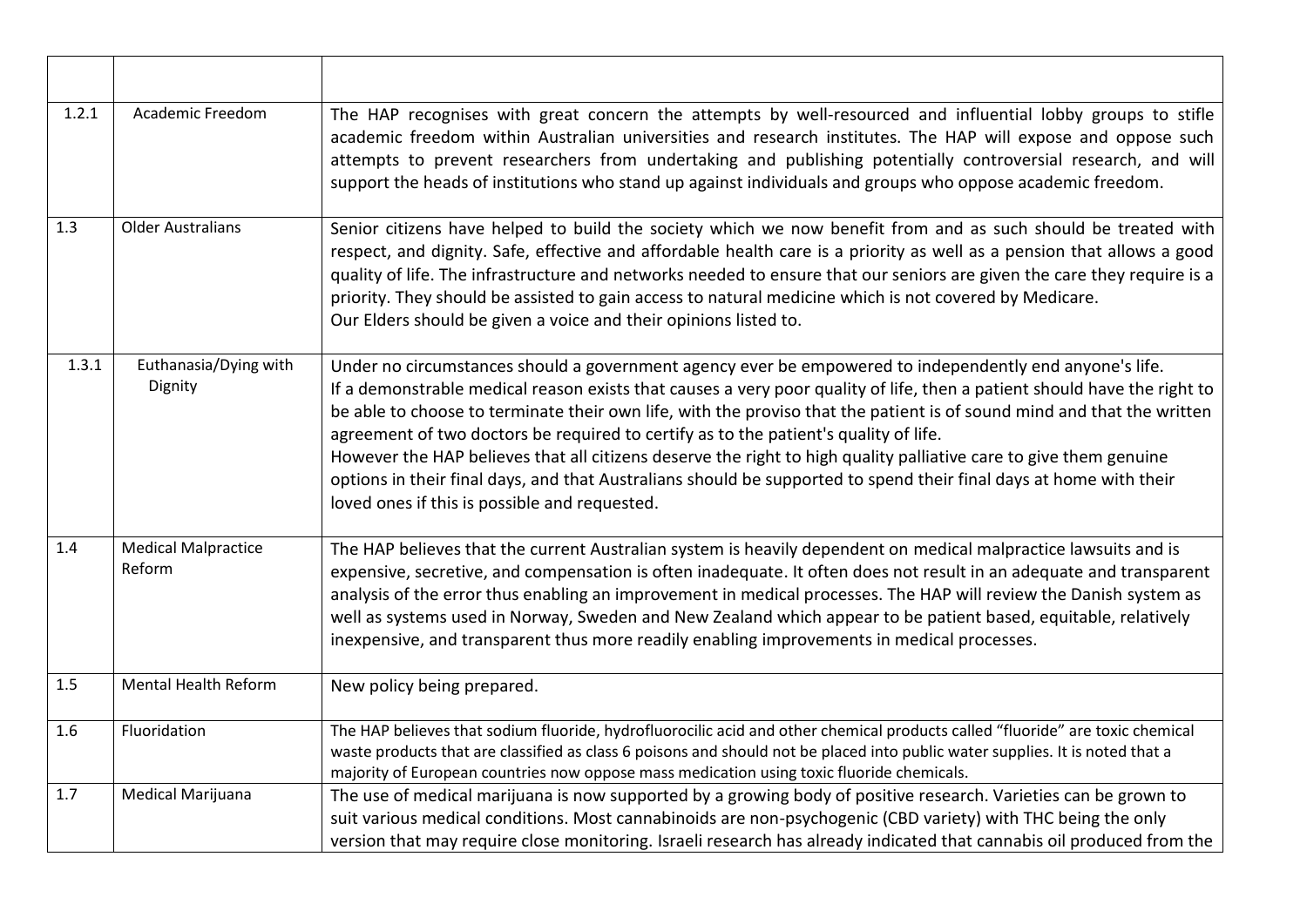| | | |
|---|---|---|
| 1.2.1 | Academic Freedom | The HAP recognises with great concern the attempts by well-resourced and influential lobby groups to stifle academic freedom within Australian universities and research institutes. The HAP will expose and oppose such attempts to prevent researchers from undertaking and publishing potentially controversial research, and will support the heads of institutions who stand up against individuals and groups who oppose academic freedom. |
| 1.3 | Older Australians | Senior citizens have helped to build the society which we now benefit from and as such should be treated with respect, and dignity. Safe, effective and affordable health care is a priority as well as a pension that allows a good quality of life. The infrastructure and networks needed to ensure that our seniors are given the care they require is a priority. They should be assisted to gain access to natural medicine which is not covered by Medicare.<br>Our Elders should be given a voice and their opinions listed to. |
| 1.3.1 | Euthanasia/Dying with Dignity | Under no circumstances should a government agency ever be empowered to independently end anyone's life.<br>If a demonstrable medical reason exists that causes a very poor quality of life, then a patient should have the right to be able to choose to terminate their own life, with the proviso that the patient is of sound mind and that the written agreement of two doctors be required to certify as to the patient's quality of life.<br>However the HAP believes that all citizens deserve the right to high quality palliative care to give them genuine options in their final days, and that Australians should be supported to spend their final days at home with their loved ones if this is possible and requested. |
| 1.4 | Medical Malpractice Reform | The HAP believes that the current Australian system is heavily dependent on medical malpractice lawsuits and is expensive, secretive, and compensation is often inadequate. It often does not result in an adequate and transparent analysis of the error thus enabling an improvement in medical processes. The HAP will review the Danish system as well as systems used in Norway, Sweden and New Zealand which appear to be patient based, equitable, relatively inexpensive, and transparent thus more readily enabling improvements in medical processes. |
| 1.5 | Mental Health Reform | New policy being prepared. |
| 1.6 | Fluoridation | The HAP believes that sodium fluoride, hydrofluorocilic acid and other chemical products called "fluoride" are toxic chemical waste products that are classified as class 6 poisons and should not be placed into public water supplies. It is noted that a majority of European countries now oppose mass medication using toxic fluoride chemicals. |
| 1.7 | Medical Marijuana | The use of medical marijuana is now supported by a growing body of positive research. Varieties can be grown to suit various medical conditions. Most cannabinoids are non-psychogenic (CBD variety) with THC being the only version that may require close monitoring. Israeli research has already indicated that cannabis oil produced from the |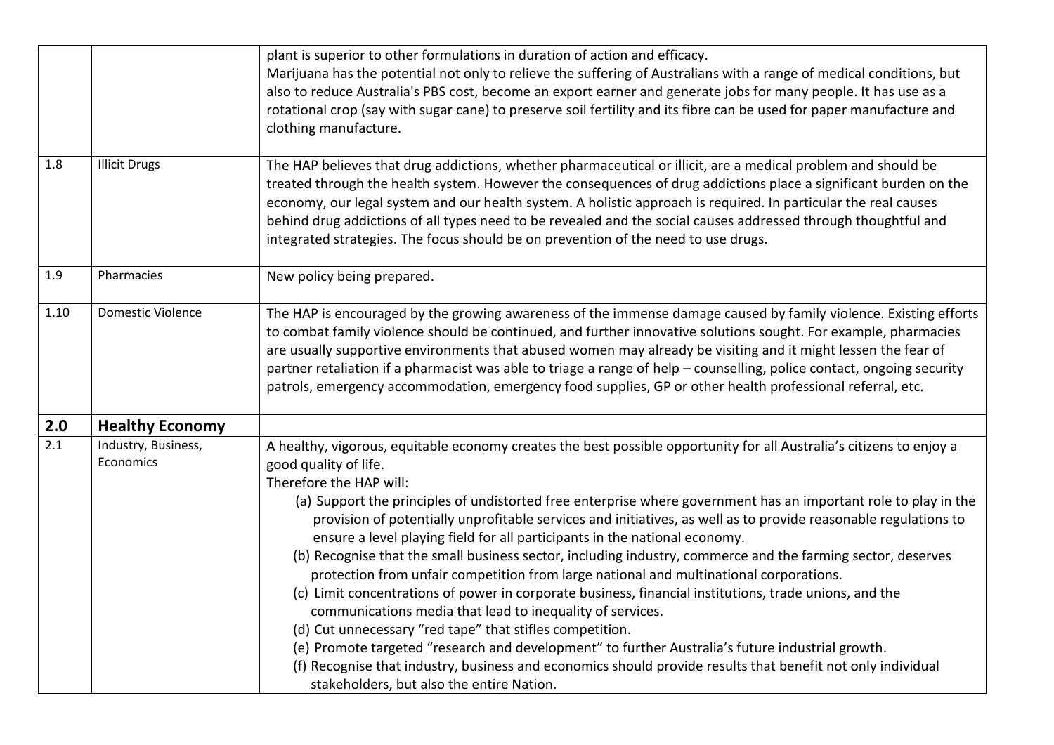|  |  |  |
| --- | --- | --- |
|  |  | plant is superior to other formulations in duration of action and efficacy.<br>Marijuana has the potential not only to relieve the suffering of Australians with a range of medical conditions, but also to reduce Australia's PBS cost, become an export earner and generate jobs for many people. It has use as a rotational crop (say with sugar cane) to preserve soil fertility and its fibre can be used for paper manufacture and clothing manufacture. |
| 1.8 | Illicit Drugs | The HAP believes that drug addictions, whether pharmaceutical or illicit, are a medical problem and should be treated through the health system. However the consequences of drug addictions place a significant burden on the economy, our legal system and our health system. A holistic approach is required. In particular the real causes behind drug addictions of all types need to be revealed and the social causes addressed through thoughtful and integrated strategies. The focus should be on prevention of the need to use drugs. |
| 1.9 | Pharmacies | New policy being prepared. |
| 1.10 | Domestic Violence | The HAP is encouraged by the growing awareness of the immense damage caused by family violence. Existing efforts to combat family violence should be continued, and further innovative solutions sought. For example, pharmacies are usually supportive environments that abused women may already be visiting and it might lessen the fear of partner retaliation if a pharmacist was able to triage a range of help – counselling, police contact, ongoing security patrols, emergency accommodation, emergency food supplies, GP or other health professional referral, etc. |
| **2.0** | **Healthy Economy** |  |
| 2.1 | Industry, Business, Economics | A healthy, vigorous, equitable economy creates the best possible opportunity for all Australia's citizens to enjoy a good quality of life.<br>Therefore the HAP will:<br>(a) Support the principles of undistorted free enterprise where government has an important role to play in the provision of potentially unprofitable services and initiatives, as well as to provide reasonable regulations to ensure a level playing field for all participants in the national economy.<br>(b) Recognise that the small business sector, including industry, commerce and the farming sector, deserves protection from unfair competition from large national and multinational corporations.<br>(c) Limit concentrations of power in corporate business, financial institutions, trade unions, and the communications media that lead to inequality of services.<br>(d) Cut unnecessary "red tape" that stifles competition.<br>(e) Promote targeted "research and development" to further Australia's future industrial growth.<br>(f) Recognise that industry, business and economics should provide results that benefit not only individual stakeholders, but also the entire Nation. |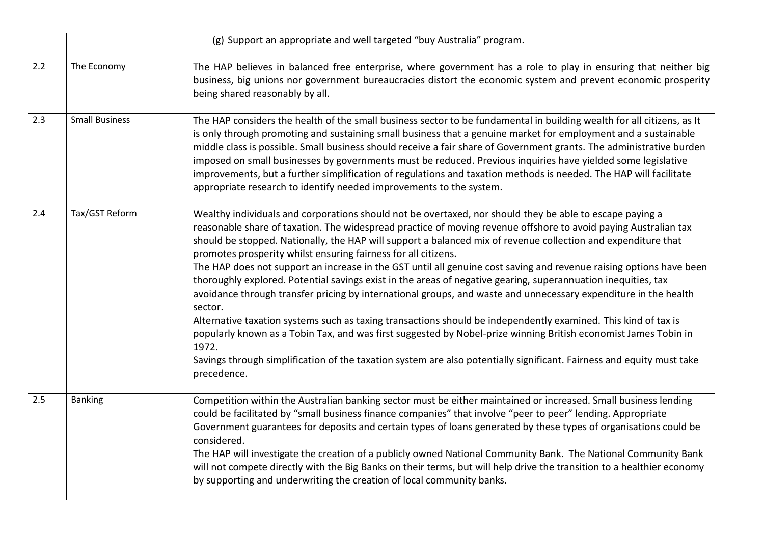| | | |
|---|---|---|
| | | (g) Support an appropriate and well targeted "buy Australia" program. |
| 2.2 | The Economy | The HAP believes in balanced free enterprise, where government has a role to play in ensuring that neither big business, big unions nor government bureaucracies distort the economic system and prevent economic prosperity being shared reasonably by all. |
| 2.3 | Small Business | The HAP considers the health of the small business sector to be fundamental in building wealth for all citizens, as It is only through promoting and sustaining small business that a genuine market for employment and a sustainable middle class is possible. Small business should receive a fair share of Government grants. The administrative burden imposed on small businesses by governments must be reduced. Previous inquiries have yielded some legislative improvements, but a further simplification of regulations and taxation methods is needed. The HAP will facilitate appropriate research to identify needed improvements to the system. |
| 2.4 | Tax/GST Reform | Wealthy individuals and corporations should not be overtaxed, nor should they be able to escape paying a reasonable share of taxation. The widespread practice of moving revenue offshore to avoid paying Australian tax should be stopped. Nationally, the HAP will support a balanced mix of revenue collection and expenditure that promotes prosperity whilst ensuring fairness for all citizens.<br>The HAP does not support an increase in the GST until all genuine cost saving and revenue raising options have been thoroughly explored. Potential savings exist in the areas of negative gearing, superannuation inequities, tax avoidance through transfer pricing by international groups, and waste and unnecessary expenditure in the health sector.<br>Alternative taxation systems such as taxing transactions should be independently examined. This kind of tax is popularly known as a Tobin Tax, and was first suggested by Nobel-prize winning British economist James Tobin in 1972.<br>Savings through simplification of the taxation system are also potentially significant. Fairness and equity must take precedence. |
| 2.5 | Banking | Competition within the Australian banking sector must be either maintained or increased. Small business lending could be facilitated by "small business finance companies" that involve "peer to peer" lending. Appropriate Government guarantees for deposits and certain types of loans generated by these types of organisations could be considered.<br>The HAP will investigate the creation of a publicly owned National Community Bank. The National Community Bank will not compete directly with the Big Banks on their terms, but will help drive the transition to a healthier economy by supporting and underwriting the creation of local community banks. |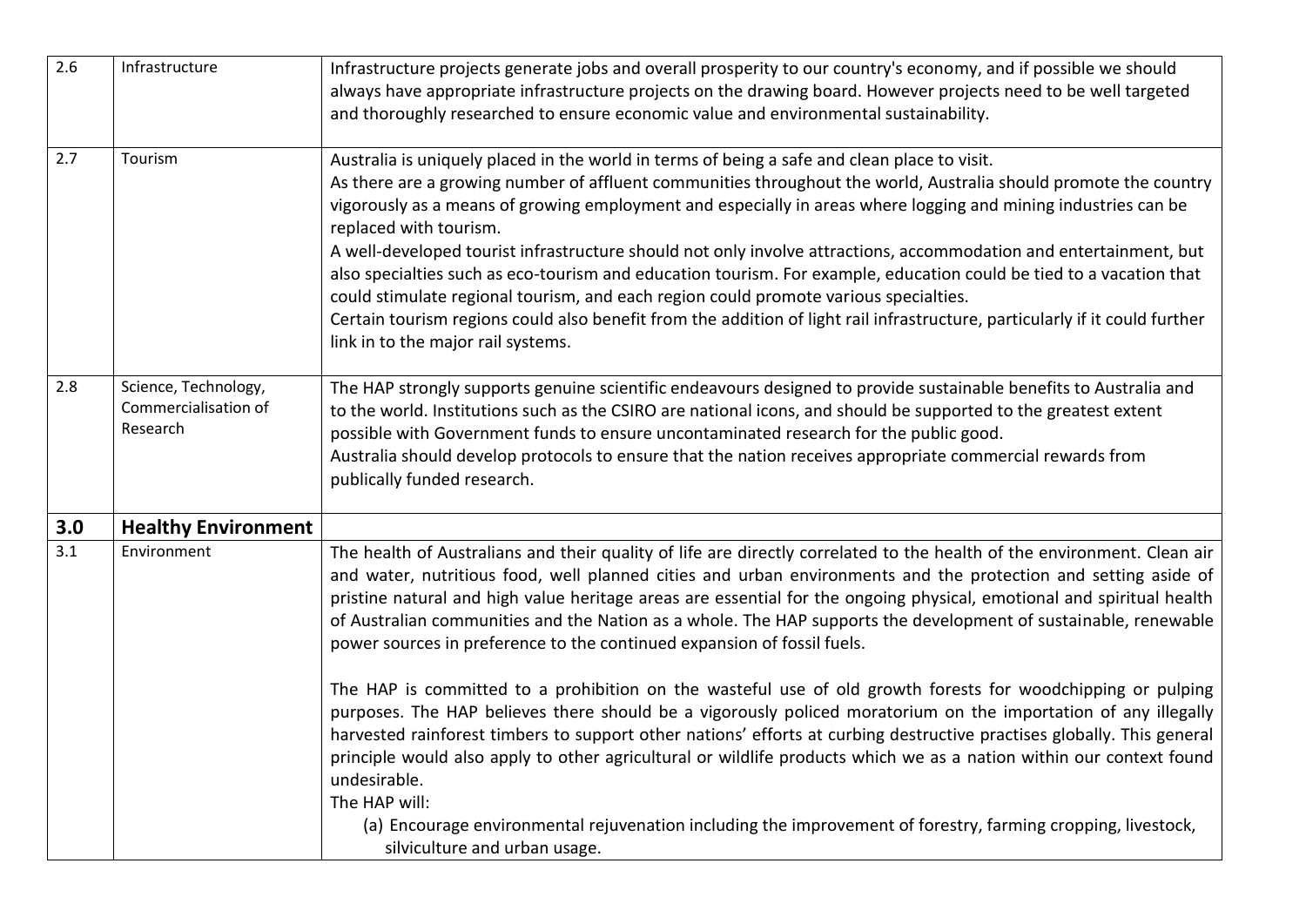| | | |
|---|---|---|
| 2.6 | Infrastructure | Infrastructure projects generate jobs and overall prosperity to our country's economy, and if possible we should always have appropriate infrastructure projects on the drawing board. However projects need to be well targeted and thoroughly researched to ensure economic value and environmental sustainability. |
| 2.7 | Tourism | Australia is uniquely placed in the world in terms of being a safe and clean place to visit.<br>As there are a growing number of affluent communities throughout the world, Australia should promote the country vigorously as a means of growing employment and especially in areas where logging and mining industries can be replaced with tourism.<br>A well-developed tourist infrastructure should not only involve attractions, accommodation and entertainment, but also specialties such as eco-tourism and education tourism. For example, education could be tied to a vacation that could stimulate regional tourism, and each region could promote various specialties.<br>Certain tourism regions could also benefit from the addition of light rail infrastructure, particularly if it could further link in to the major rail systems. |
| 2.8 | Science, Technology, Commercialisation of Research | The HAP strongly supports genuine scientific endeavours designed to provide sustainable benefits to Australia and to the world. Institutions such as the CSIRO are national icons, and should be supported to the greatest extent possible with Government funds to ensure uncontaminated research for the public good.<br>Australia should develop protocols to ensure that the nation receives appropriate commercial rewards from publically funded research. |
| **3.0** | **Healthy Environment** | |
| 3.1 | Environment | The health of Australians and their quality of life are directly correlated to the health of the environment. Clean air and water, nutritious food, well planned cities and urban environments and the protection and setting aside of pristine natural and high value heritage areas are essential for the ongoing physical, emotional and spiritual health of Australian communities and the Nation as a whole. The HAP supports the development of sustainable, renewable power sources in preference to the continued expansion of fossil fuels.<br><br>The HAP is committed to a prohibition on the wasteful use of old growth forests for woodchipping or pulping purposes. The HAP believes there should be a vigorously policed moratorium on the importation of any illegally harvested rainforest timbers to support other nations' efforts at curbing destructive practises globally. This general principle would also apply to other agricultural or wildlife products which we as a nation within our context found undesirable.<br>The HAP will:<br>(a) Encourage environmental rejuvenation including the improvement of forestry, farming cropping, livestock, silviculture and urban usage. |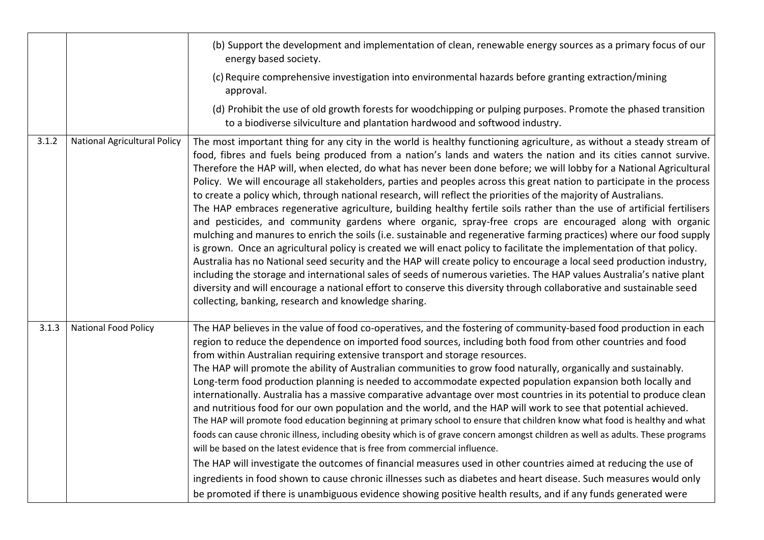| | | |
|---|---|---|
| | | (b) Support the development and implementation of clean, renewable energy sources as a primary focus of our energy based society.<br>(c) Require comprehensive investigation into environmental hazards before granting extraction/mining approval.<br>(d) Prohibit the use of old growth forests for woodchipping or pulping purposes. Promote the phased transition to a biodiverse silviculture and plantation hardwood and softwood industry. |
| 3.1.2 | National Agricultural Policy | The most important thing for any city in the world is healthy functioning agriculture, as without a steady stream of food, fibres and fuels being produced from a nation's lands and waters the nation and its cities cannot survive. Therefore the HAP will, when elected, do what has never been done before; we will lobby for a National Agricultural Policy. We will encourage all stakeholders, parties and peoples across this great nation to participate in the process to create a policy which, through national research, will reflect the priorities of the majority of Australians.<br>The HAP embraces regenerative agriculture, building healthy fertile soils rather than the use of artificial fertilisers and pesticides, and community gardens where organic, spray-free crops are encouraged along with organic mulching and manures to enrich the soils (i.e. sustainable and regenerative farming practices) where our food supply is grown. Once an agricultural policy is created we will enact policy to facilitate the implementation of that policy. Australia has no National seed security and the HAP will create policy to encourage a local seed production industry, including the storage and international sales of seeds of numerous varieties. The HAP values Australia's native plant diversity and will encourage a national effort to conserve this diversity through collaborative and sustainable seed collecting, banking, research and knowledge sharing. |
| 3.1.3 | National Food Policy | The HAP believes in the value of food co-operatives, and the fostering of community-based food production in each region to reduce the dependence on imported food sources, including both food from other countries and food from within Australian requiring extensive transport and storage resources.<br>The HAP will promote the ability of Australian communities to grow food naturally, organically and sustainably. Long-term food production planning is needed to accommodate expected population expansion both locally and internationally. Australia has a massive comparative advantage over most countries in its potential to produce clean and nutritious food for our own population and the world, and the HAP will work to see that potential achieved.<br>The HAP will promote food education beginning at primary school to ensure that children know what food is healthy and what foods can cause chronic illness, including obesity which is of grave concern amongst children as well as adults. These programs will be based on the latest evidence that is free from commercial influence.<br>The HAP will investigate the outcomes of financial measures used in other countries aimed at reducing the use of ingredients in food shown to cause chronic illnesses such as diabetes and heart disease. Such measures would only be promoted if there is unambiguous evidence showing positive health results, and if any funds generated were |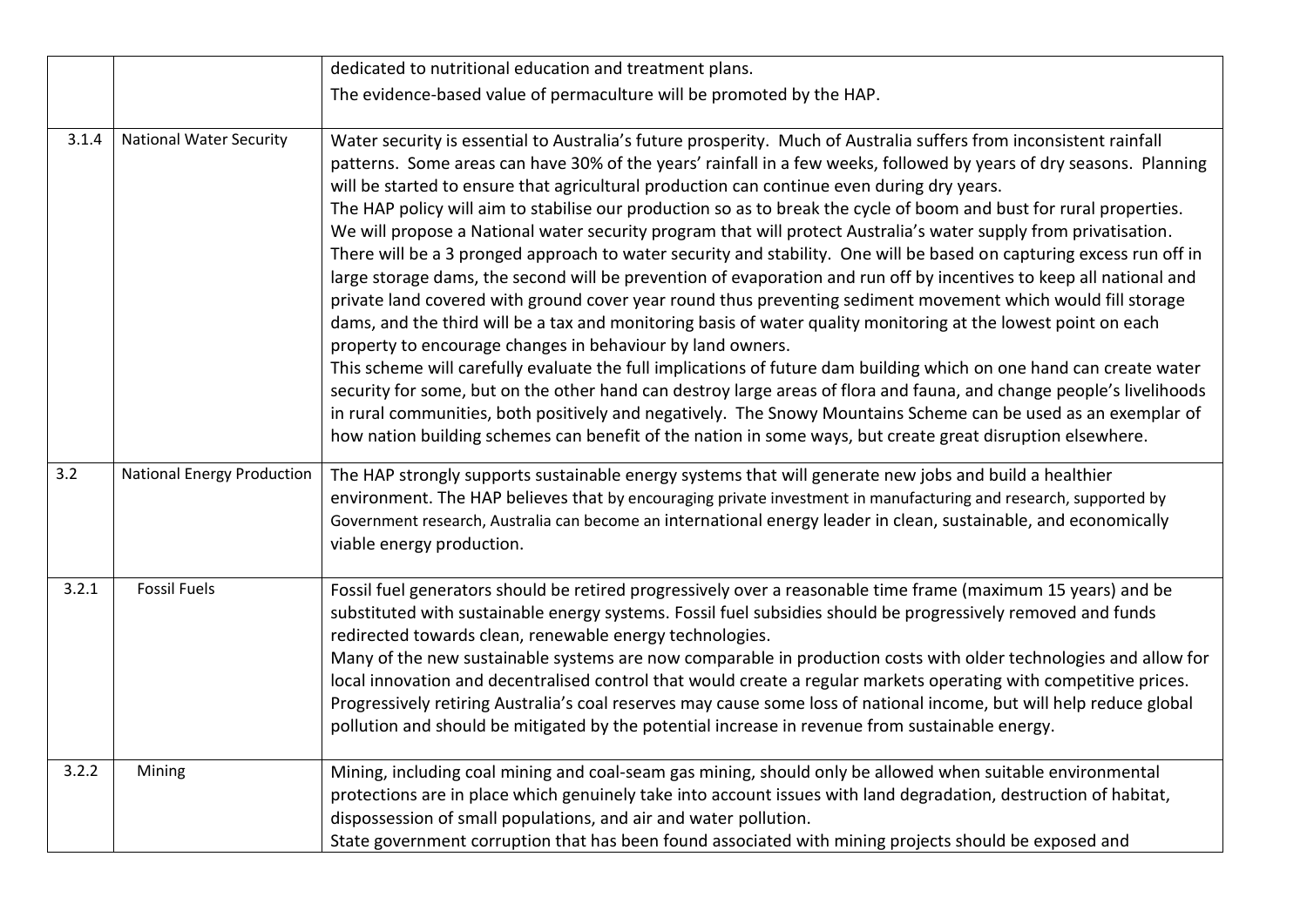|  |  |  |
|---|---|---|
|  |  | dedicated to nutritional education and treatment plans.<br>The evidence-based value of permaculture will be promoted by the HAP. |
| 3.1.4 | National Water Security | Water security is essential to Australia's future prosperity. Much of Australia suffers from inconsistent rainfall patterns. Some areas can have 30% of the years' rainfall in a few weeks, followed by years of dry seasons. Planning will be started to ensure that agricultural production can continue even during dry years.<br>The HAP policy will aim to stabilise our production so as to break the cycle of boom and bust for rural properties. We will propose a National water security program that will protect Australia's water supply from privatisation. There will be a 3 pronged approach to water security and stability. One will be based on capturing excess run off in large storage dams, the second will be prevention of evaporation and run off by incentives to keep all national and private land covered with ground cover year round thus preventing sediment movement which would fill storage dams, and the third will be a tax and monitoring basis of water quality monitoring at the lowest point on each property to encourage changes in behaviour by land owners.<br>This scheme will carefully evaluate the full implications of future dam building which on one hand can create water security for some, but on the other hand can destroy large areas of flora and fauna, and change people's livelihoods in rural communities, both positively and negatively. The Snowy Mountains Scheme can be used as an exemplar of how nation building schemes can benefit of the nation in some ways, but create great disruption elsewhere. |
| 3.2 | National Energy Production | The HAP strongly supports sustainable energy systems that will generate new jobs and build a healthier environment. The HAP believes that by encouraging private investment in manufacturing and research, supported by Government research, Australia can become an international energy leader in clean, sustainable, and economically viable energy production. |
| 3.2.1 | Fossil Fuels | Fossil fuel generators should be retired progressively over a reasonable time frame (maximum 15 years) and be substituted with sustainable energy systems. Fossil fuel subsidies should be progressively removed and funds redirected towards clean, renewable energy technologies.<br>Many of the new sustainable systems are now comparable in production costs with older technologies and allow for local innovation and decentralised control that would create a regular markets operating with competitive prices. Progressively retiring Australia's coal reserves may cause some loss of national income, but will help reduce global pollution and should be mitigated by the potential increase in revenue from sustainable energy. |
| 3.2.2 | Mining | Mining, including coal mining and coal-seam gas mining, should only be allowed when suitable environmental protections are in place which genuinely take into account issues with land degradation, destruction of habitat, dispossession of small populations, and air and water pollution.<br>State government corruption that has been found associated with mining projects should be exposed and |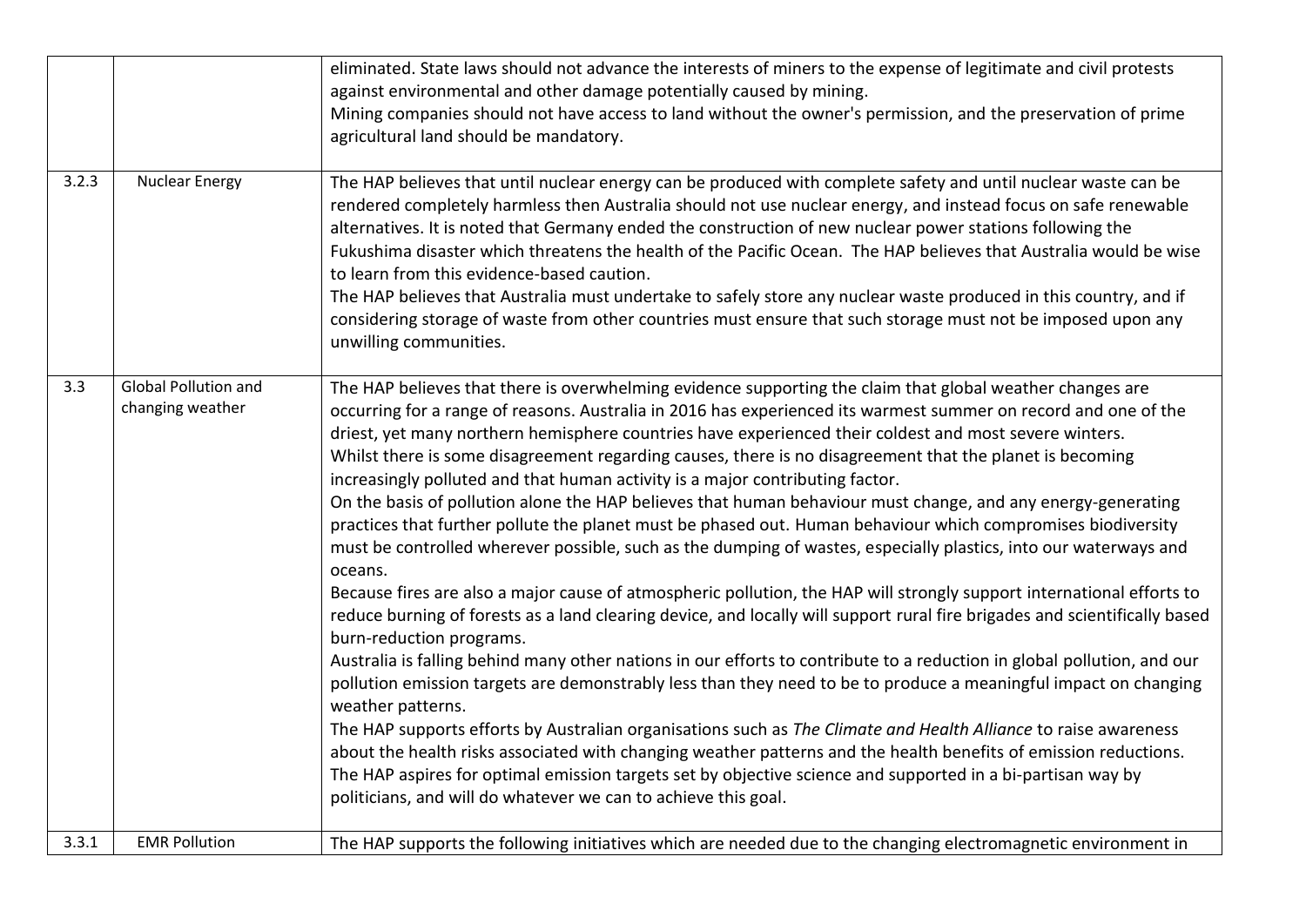| | | |
|---|---|---|
| | | eliminated. State laws should not advance the interests of miners to the expense of legitimate and civil protests against environmental and other damage potentially caused by mining.<br>Mining companies should not have access to land without the owner's permission, and the preservation of prime agricultural land should be mandatory. |
| 3.2.3 | Nuclear Energy | The HAP believes that until nuclear energy can be produced with complete safety and until nuclear waste can be rendered completely harmless then Australia should not use nuclear energy, and instead focus on safe renewable alternatives. It is noted that Germany ended the construction of new nuclear power stations following the Fukushima disaster which threatens the health of the Pacific Ocean. The HAP believes that Australia would be wise to learn from this evidence-based caution.<br>The HAP believes that Australia must undertake to safely store any nuclear waste produced in this country, and if considering storage of waste from other countries must ensure that such storage must not be imposed upon any unwilling communities. |
| 3.3 | Global Pollution and changing weather | The HAP believes that there is overwhelming evidence supporting the claim that global weather changes are occurring for a range of reasons. Australia in 2016 has experienced its warmest summer on record and one of the driest, yet many northern hemisphere countries have experienced their coldest and most severe winters.<br>Whilst there is some disagreement regarding causes, there is no disagreement that the planet is becoming increasingly polluted and that human activity is a major contributing factor.<br>On the basis of pollution alone the HAP believes that human behaviour must change, and any energy-generating practices that further pollute the planet must be phased out. Human behaviour which compromises biodiversity must be controlled wherever possible, such as the dumping of wastes, especially plastics, into our waterways and oceans.<br>Because fires are also a major cause of atmospheric pollution, the HAP will strongly support international efforts to reduce burning of forests as a land clearing device, and locally will support rural fire brigades and scientifically based burn-reduction programs.<br>Australia is falling behind many other nations in our efforts to contribute to a reduction in global pollution, and our pollution emission targets are demonstrably less than they need to be to produce a meaningful impact on changing weather patterns.<br>The HAP supports efforts by Australian organisations such as *The Climate and Health Alliance* to raise awareness about the health risks associated with changing weather patterns and the health benefits of emission reductions.<br>The HAP aspires for optimal emission targets set by objective science and supported in a bi-partisan way by politicians, and will do whatever we can to achieve this goal. |
| 3.3.1 | EMR Pollution | The HAP supports the following initiatives which are needed due to the changing electromagnetic environment in |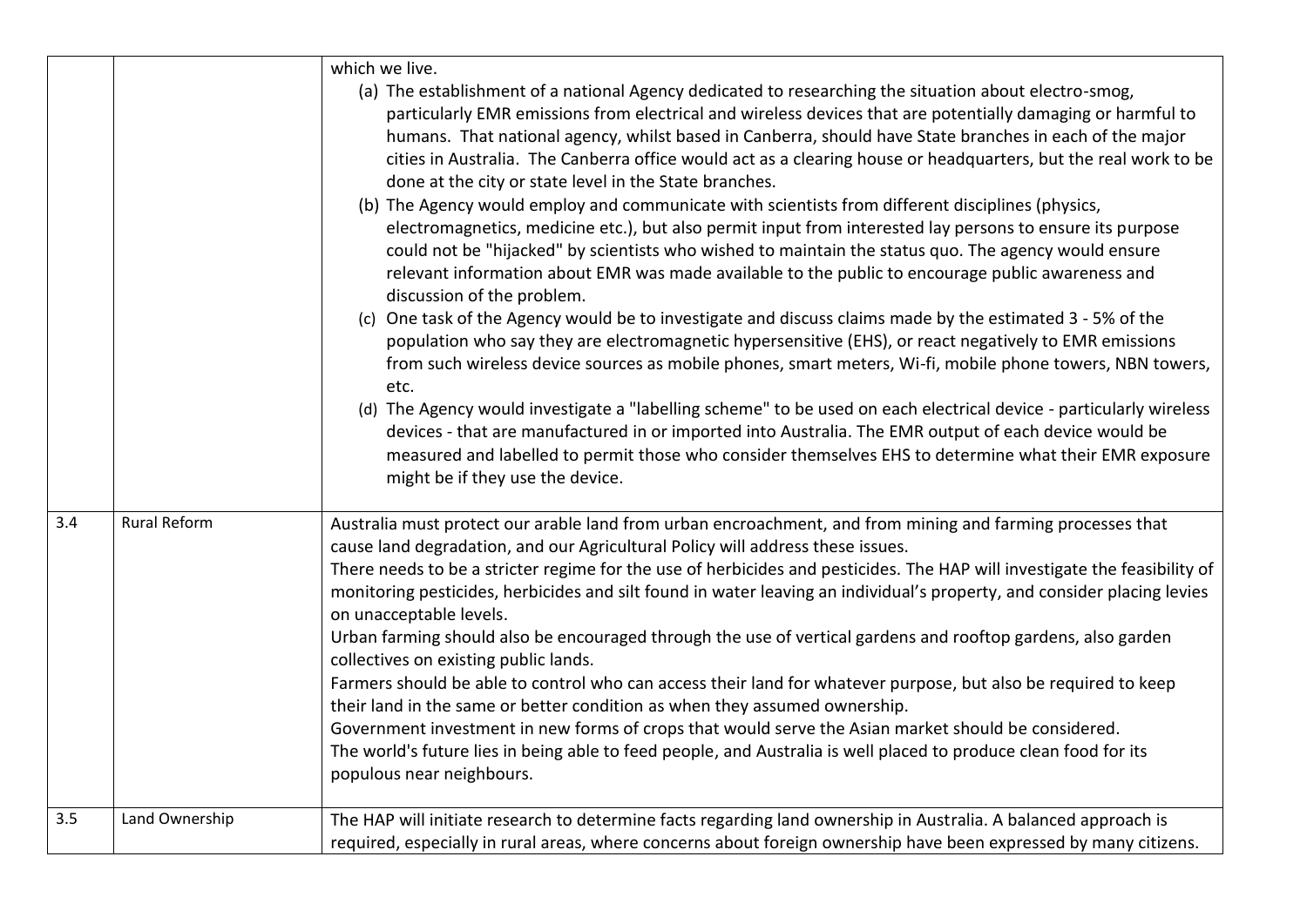|  |  |  |
| --- | --- | --- |
|  |  | which we live.<br>(a) The establishment of a national Agency dedicated to researching the situation about electro-smog, particularly EMR emissions from electrical and wireless devices that are potentially damaging or harmful to humans. That national agency, whilst based in Canberra, should have State branches in each of the major cities in Australia. The Canberra office would act as a clearing house or headquarters, but the real work to be done at the city or state level in the State branches.<br>(b) The Agency would employ and communicate with scientists from different disciplines (physics, electromagnetics, medicine etc.), but also permit input from interested lay persons to ensure its purpose could not be "hijacked" by scientists who wished to maintain the status quo. The agency would ensure relevant information about EMR was made available to the public to encourage public awareness and discussion of the problem.<br>(c) One task of the Agency would be to investigate and discuss claims made by the estimated 3 - 5% of the population who say they are electromagnetic hypersensitive (EHS), or react negatively to EMR emissions from such wireless device sources as mobile phones, smart meters, Wi-fi, mobile phone towers, NBN towers, etc.<br>(d) The Agency would investigate a "labelling scheme" to be used on each electrical device - particularly wireless devices - that are manufactured in or imported into Australia. The EMR output of each device would be measured and labelled to permit those who consider themselves EHS to determine what their EMR exposure might be if they use the device. |
| 3.4 | Rural Reform | Australia must protect our arable land from urban encroachment, and from mining and farming processes that cause land degradation, and our Agricultural Policy will address these issues.<br>There needs to be a stricter regime for the use of herbicides and pesticides. The HAP will investigate the feasibility of monitoring pesticides, herbicides and silt found in water leaving an individual's property, and consider placing levies on unacceptable levels.<br>Urban farming should also be encouraged through the use of vertical gardens and rooftop gardens, also garden collectives on existing public lands.<br>Farmers should be able to control who can access their land for whatever purpose, but also be required to keep their land in the same or better condition as when they assumed ownership.<br>Government investment in new forms of crops that would serve the Asian market should be considered.<br>The world's future lies in being able to feed people, and Australia is well placed to produce clean food for its populous near neighbours. |
| 3.5 | Land Ownership | The HAP will initiate research to determine facts regarding land ownership in Australia. A balanced approach is required, especially in rural areas, where concerns about foreign ownership have been expressed by many citizens. |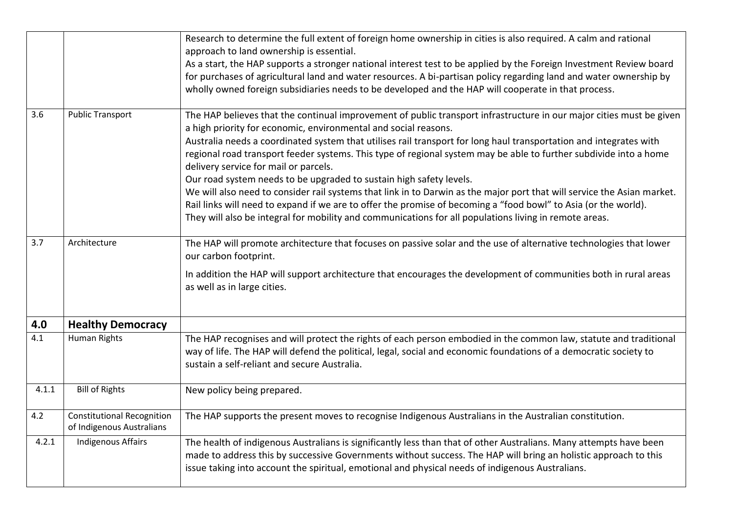| | | |
|---|---|---|
| | | Research to determine the full extent of foreign home ownership in cities is also required. A calm and rational approach to land ownership is essential.<br>As a start, the HAP supports a stronger national interest test to be applied by the Foreign Investment Review board for purchases of agricultural land and water resources. A bi-partisan policy regarding land and water ownership by wholly owned foreign subsidiaries needs to be developed and the HAP will cooperate in that process. |
| 3.6 | Public Transport | The HAP believes that the continual improvement of public transport infrastructure in our major cities must be given a high priority for economic, environmental and social reasons.<br>Australia needs a coordinated system that utilises rail transport for long haul transportation and integrates with regional road transport feeder systems. This type of regional system may be able to further subdivide into a home delivery service for mail or parcels.<br>Our road system needs to be upgraded to sustain high safety levels.<br>We will also need to consider rail systems that link in to Darwin as the major port that will service the Asian market. Rail links will need to expand if we are to offer the promise of becoming a "food bowl" to Asia (or the world).<br>They will also be integral for mobility and communications for all populations living in remote areas. |
| 3.7 | Architecture | The HAP will promote architecture that focuses on passive solar and the use of alternative technologies that lower our carbon footprint.<br>In addition the HAP will support architecture that encourages the development of communities both in rural areas as well as in large cities. |
| **4.0** | **Healthy Democracy** | |
| 4.1 | Human Rights | The HAP recognises and will protect the rights of each person embodied in the common law, statute and traditional way of life. The HAP will defend the political, legal, social and economic foundations of a democratic society to sustain a self-reliant and secure Australia. |
| 4.1.1 | Bill of Rights | New policy being prepared. |
| 4.2 | Constitutional Recognition of Indigenous Australians | The HAP supports the present moves to recognise Indigenous Australians in the Australian constitution. |
| 4.2.1 | Indigenous Affairs | The health of indigenous Australians is significantly less than that of other Australians. Many attempts have been made to address this by successive Governments without success. The HAP will bring an holistic approach to this issue taking into account the spiritual, emotional and physical needs of indigenous Australians. |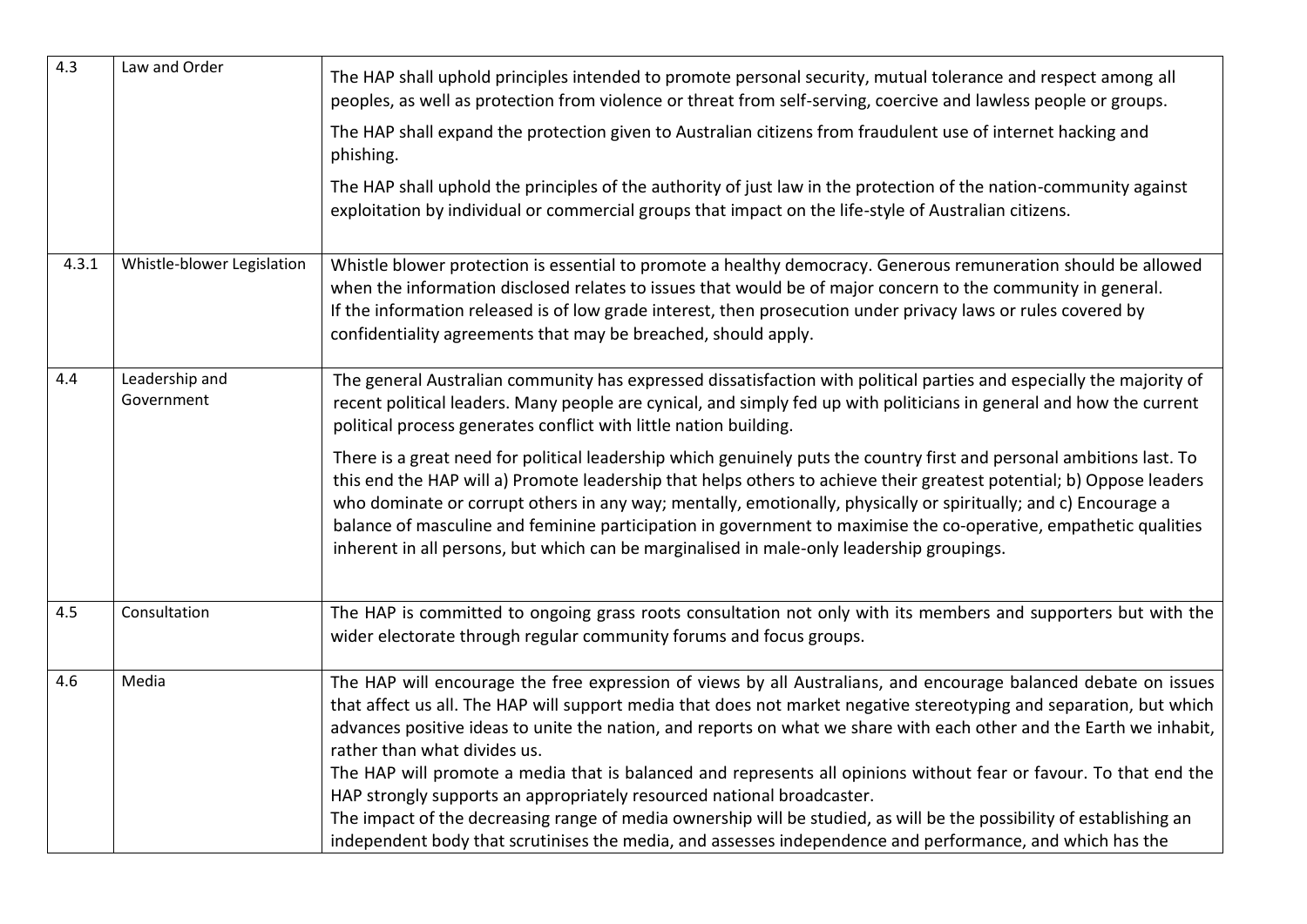| 4.3 | Law and Order | The HAP shall uphold principles intended to promote personal security, mutual tolerance and respect among all peoples, as well as protection from violence or threat from self-serving, coercive and lawless people or groups.<br>The HAP shall expand the protection given to Australian citizens from fraudulent use of internet hacking and phishing.<br>The HAP shall uphold the principles of the authority of just law in the protection of the nation-community against exploitation by individual or commercial groups that impact on the life-style of Australian citizens. |
|---|---|---|
| 4.3.1 | Whistle-blower Legislation | Whistle blower protection is essential to promote a healthy democracy. Generous remuneration should be allowed when the information disclosed relates to issues that would be of major concern to the community in general.<br>If the information released is of low grade interest, then prosecution under privacy laws or rules covered by confidentiality agreements that may be breached, should apply. |
| 4.4 | Leadership and Government | The general Australian community has expressed dissatisfaction with political parties and especially the majority of recent political leaders. Many people are cynical, and simply fed up with politicians in general and how the current political process generates conflict with little nation building.<br>There is a great need for political leadership which genuinely puts the country first and personal ambitions last. To this end the HAP will a) Promote leadership that helps others to achieve their greatest potential; b) Oppose leaders who dominate or corrupt others in any way; mentally, emotionally, physically or spiritually; and c) Encourage a balance of masculine and feminine participation in government to maximise the co-operative, empathetic qualities inherent in all persons, but which can be marginalised in male-only leadership groupings. |
| 4.5 | Consultation | The HAP is committed to ongoing grass roots consultation not only with its members and supporters but with the wider electorate through regular community forums and focus groups. |
| 4.6 | Media | The HAP will encourage the free expression of views by all Australians, and encourage balanced debate on issues that affect us all. The HAP will support media that does not market negative stereotyping and separation, but which advances positive ideas to unite the nation, and reports on what we share with each other and the Earth we inhabit, rather than what divides us.<br>The HAP will promote a media that is balanced and represents all opinions without fear or favour. To that end the HAP strongly supports an appropriately resourced national broadcaster.<br>The impact of the decreasing range of media ownership will be studied, as will be the possibility of establishing an independent body that scrutinises the media, and assesses independence and performance, and which has the |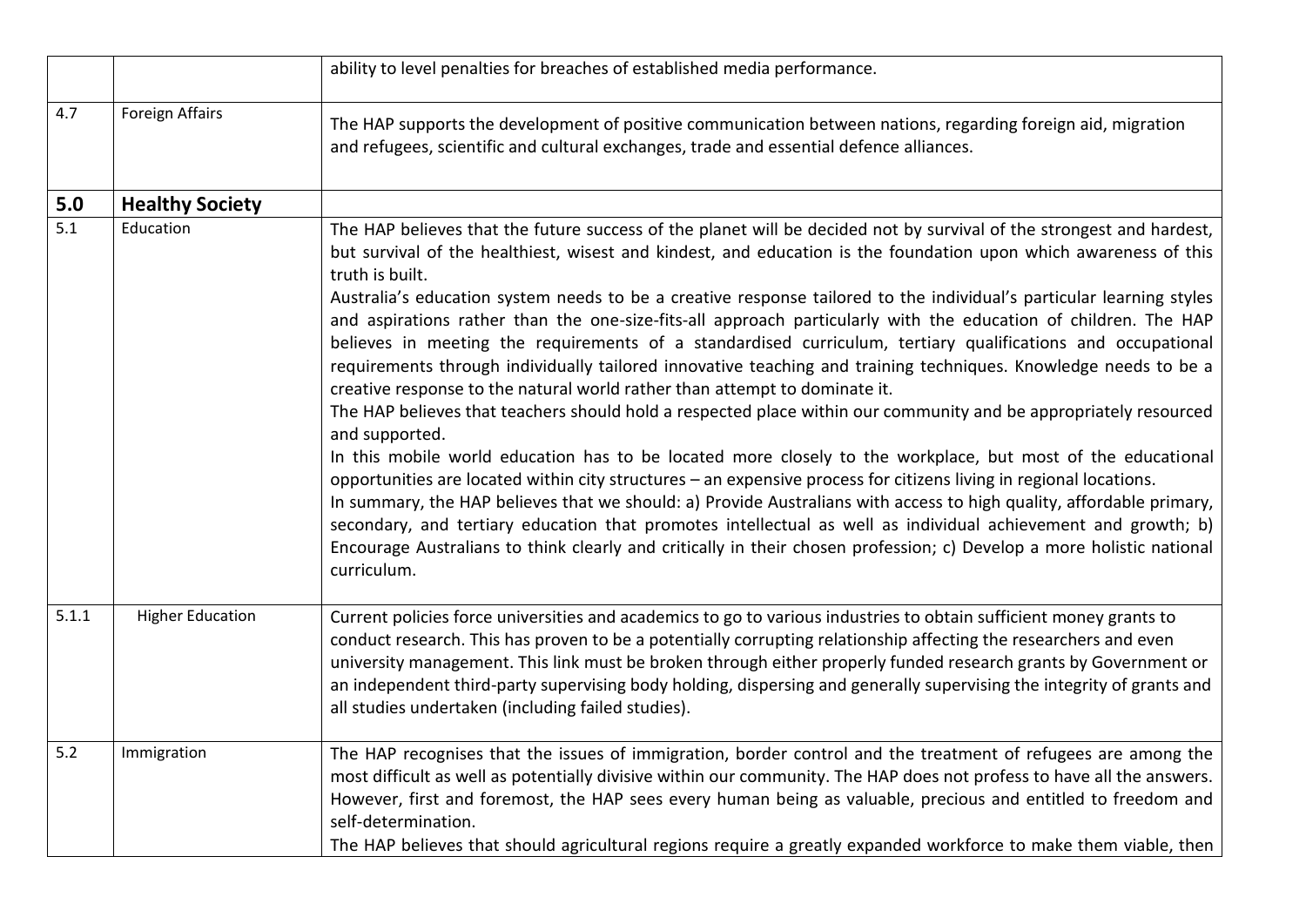| | | |
|---|---|---|
| | | ability to level penalties for breaches of established media performance. |
| 4.7 | Foreign Affairs | The HAP supports the development of positive communication between nations, regarding foreign aid, migration and refugees, scientific and cultural exchanges, trade and essential defence alliances. |
| **5.0** | **Healthy Society** | |
| 5.1 | Education | The HAP believes that the future success of the planet will be decided not by survival of the strongest and hardest, but survival of the healthiest, wisest and kindest, and education is the foundation upon which awareness of this truth is built.<br>Australia's education system needs to be a creative response tailored to the individual's particular learning styles and aspirations rather than the one-size-fits-all approach particularly with the education of children. The HAP believes in meeting the requirements of a standardised curriculum, tertiary qualifications and occupational requirements through individually tailored innovative teaching and training techniques. Knowledge needs to be a creative response to the natural world rather than attempt to dominate it.<br>The HAP believes that teachers should hold a respected place within our community and be appropriately resourced and supported.<br>In this mobile world education has to be located more closely to the workplace, but most of the educational opportunities are located within city structures – an expensive process for citizens living in regional locations.<br>In summary, the HAP believes that we should: a) Provide Australians with access to high quality, affordable primary, secondary, and tertiary education that promotes intellectual as well as individual achievement and growth; b) Encourage Australians to think clearly and critically in their chosen profession; c) Develop a more holistic national curriculum. |
| 5.1.1 | Higher Education | Current policies force universities and academics to go to various industries to obtain sufficient money grants to conduct research. This has proven to be a potentially corrupting relationship affecting the researchers and even university management. This link must be broken through either properly funded research grants by Government or an independent third-party supervising body holding, dispersing and generally supervising the integrity of grants and all studies undertaken (including failed studies). |
| 5.2 | Immigration | The HAP recognises that the issues of immigration, border control and the treatment of refugees are among the most difficult as well as potentially divisive within our community. The HAP does not profess to have all the answers. However, first and foremost, the HAP sees every human being as valuable, precious and entitled to freedom and self-determination.<br>The HAP believes that should agricultural regions require a greatly expanded workforce to make them viable, then |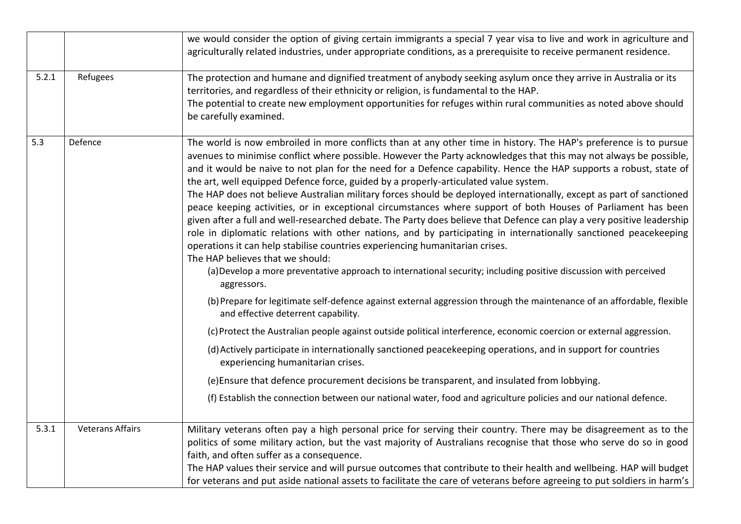| | | |
|---|---|---|
| | | we would consider the option of giving certain immigrants a special 7 year visa to live and work in agriculture and agriculturally related industries, under appropriate conditions, as a prerequisite to receive permanent residence. |
| 5.2.1 | Refugees | The protection and humane and dignified treatment of anybody seeking asylum once they arrive in Australia or its territories, and regardless of their ethnicity or religion, is fundamental to the HAP.<br>The potential to create new employment opportunities for refuges within rural communities as noted above should be carefully examined. |
| 5.3 | Defence | The world is now embroiled in more conflicts than at any other time in history. The HAP's preference is to pursue avenues to minimise conflict where possible. However the Party acknowledges that this may not always be possible, and it would be naive to not plan for the need for a Defence capability. Hence the HAP supports a robust, state of the art, well equipped Defence force, guided by a properly-articulated value system.<br>The HAP does not believe Australian military forces should be deployed internationally, except as part of sanctioned peace keeping activities, or in exceptional circumstances where support of both Houses of Parliament has been given after a full and well-researched debate. The Party does believe that Defence can play a very positive leadership role in diplomatic relations with other nations, and by participating in internationally sanctioned peacekeeping operations it can help stabilise countries experiencing humanitarian crises.<br>The HAP believes that we should:<br>(a) Develop a more preventative approach to international security; including positive discussion with perceived aggressors.<br>(b) Prepare for legitimate self-defence against external aggression through the maintenance of an affordable, flexible and effective deterrent capability.<br>(c) Protect the Australian people against outside political interference, economic coercion or external aggression.<br>(d) Actively participate in internationally sanctioned peacekeeping operations, and in support for countries experiencing humanitarian crises.<br>(e) Ensure that defence procurement decisions be transparent, and insulated from lobbying.<br>(f) Establish the connection between our national water, food and agriculture policies and our national defence. |
| 5.3.1 | Veterans Affairs | Military veterans often pay a high personal price for serving their country. There may be disagreement as to the politics of some military action, but the vast majority of Australians recognise that those who serve do so in good faith, and often suffer as a consequence.<br>The HAP values their service and will pursue outcomes that contribute to their health and wellbeing. HAP will budget for veterans and put aside national assets to facilitate the care of veterans before agreeing to put soldiers in harm's |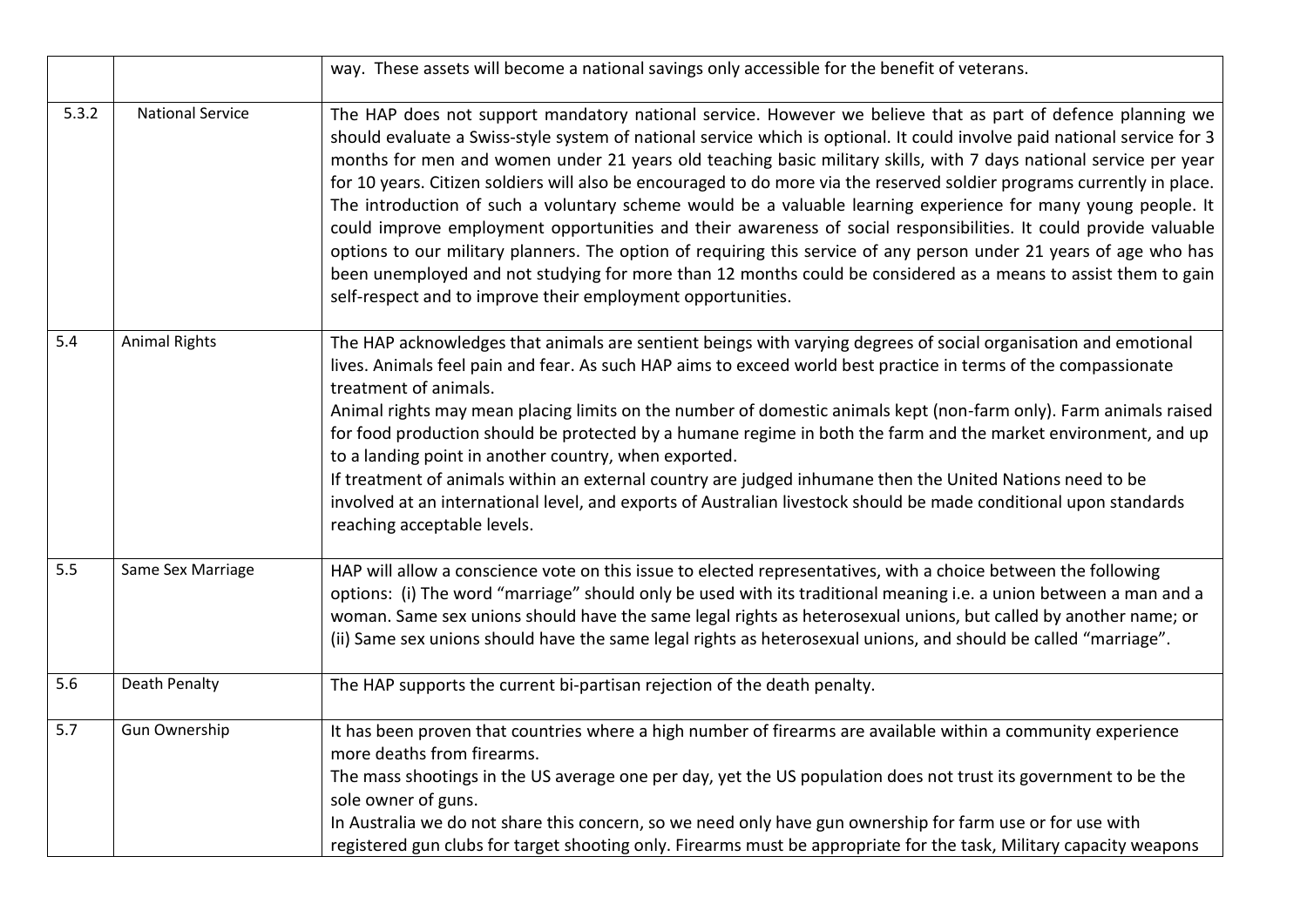| | | |
|---|---|---|
| | | way. These assets will become a national savings only accessible for the benefit of veterans. |
| 5.3.2 | National Service | The HAP does not support mandatory national service. However we believe that as part of defence planning we should evaluate a Swiss-style system of national service which is optional. It could involve paid national service for 3 months for men and women under 21 years old teaching basic military skills, with 7 days national service per year for 10 years. Citizen soldiers will also be encouraged to do more via the reserved soldier programs currently in place. The introduction of such a voluntary scheme would be a valuable learning experience for many young people. It could improve employment opportunities and their awareness of social responsibilities. It could provide valuable options to our military planners. The option of requiring this service of any person under 21 years of age who has been unemployed and not studying for more than 12 months could be considered as a means to assist them to gain self-respect and to improve their employment opportunities. |
| 5.4 | Animal Rights | The HAP acknowledges that animals are sentient beings with varying degrees of social organisation and emotional lives. Animals feel pain and fear. As such HAP aims to exceed world best practice in terms of the compassionate treatment of animals.<br>Animal rights may mean placing limits on the number of domestic animals kept (non-farm only). Farm animals raised for food production should be protected by a humane regime in both the farm and the market environment, and up to a landing point in another country, when exported.<br>If treatment of animals within an external country are judged inhumane then the United Nations need to be involved at an international level, and exports of Australian livestock should be made conditional upon standards reaching acceptable levels. |
| 5.5 | Same Sex Marriage | HAP will allow a conscience vote on this issue to elected representatives, with a choice between the following options: (i) The word "marriage" should only be used with its traditional meaning i.e. a union between a man and a woman. Same sex unions should have the same legal rights as heterosexual unions, but called by another name; or (ii) Same sex unions should have the same legal rights as heterosexual unions, and should be called "marriage". |
| 5.6 | Death Penalty | The HAP supports the current bi-partisan rejection of the death penalty. |
| 5.7 | Gun Ownership | It has been proven that countries where a high number of firearms are available within a community experience more deaths from firearms.<br>The mass shootings in the US average one per day, yet the US population does not trust its government to be the sole owner of guns.<br>In Australia we do not share this concern, so we need only have gun ownership for farm use or for use with registered gun clubs for target shooting only. Firearms must be appropriate for the task, Military capacity weapons |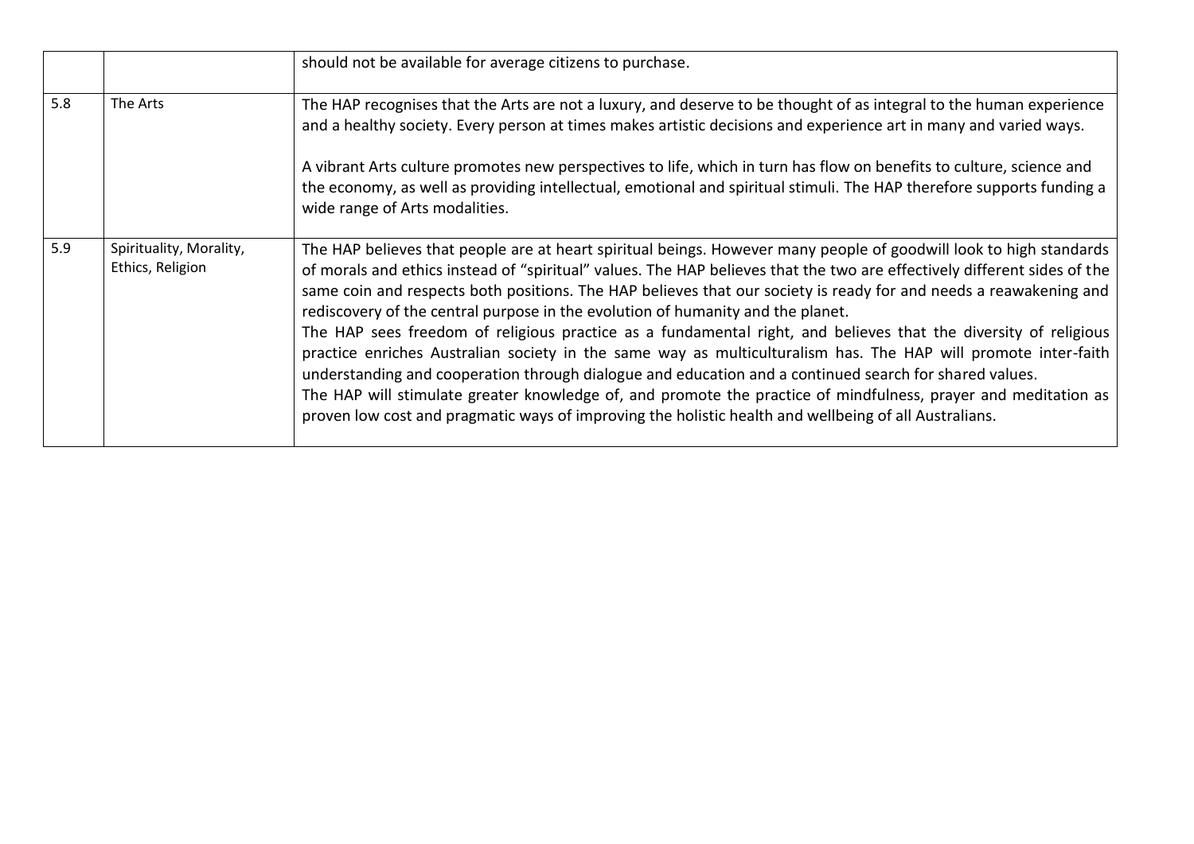| | | |
|---|---|---|
| | | should not be available for average citizens to purchase. |
| 5.8 | The Arts | The HAP recognises that the Arts are not a luxury, and deserve to be thought of as integral to the human experience and a healthy society. Every person at times makes artistic decisions and experience art in many and varied ways.<br><br>A vibrant Arts culture promotes new perspectives to life, which in turn has flow on benefits to culture, science and the economy, as well as providing intellectual, emotional and spiritual stimuli. The HAP therefore supports funding a wide range of Arts modalities. |
| 5.9 | Spirituality, Morality, Ethics, Religion | The HAP believes that people are at heart spiritual beings. However many people of goodwill look to high standards of morals and ethics instead of "spiritual" values. The HAP believes that the two are effectively different sides of the same coin and respects both positions. The HAP believes that our society is ready for and needs a reawakening and rediscovery of the central purpose in the evolution of humanity and the planet.<br>The HAP sees freedom of religious practice as a fundamental right, and believes that the diversity of religious practice enriches Australian society in the same way as multiculturalism has. The HAP will promote inter-faith understanding and cooperation through dialogue and education and a continued search for shared values.<br>The HAP will stimulate greater knowledge of, and promote the practice of mindfulness, prayer and meditation as proven low cost and pragmatic ways of improving the holistic health and wellbeing of all Australians. |